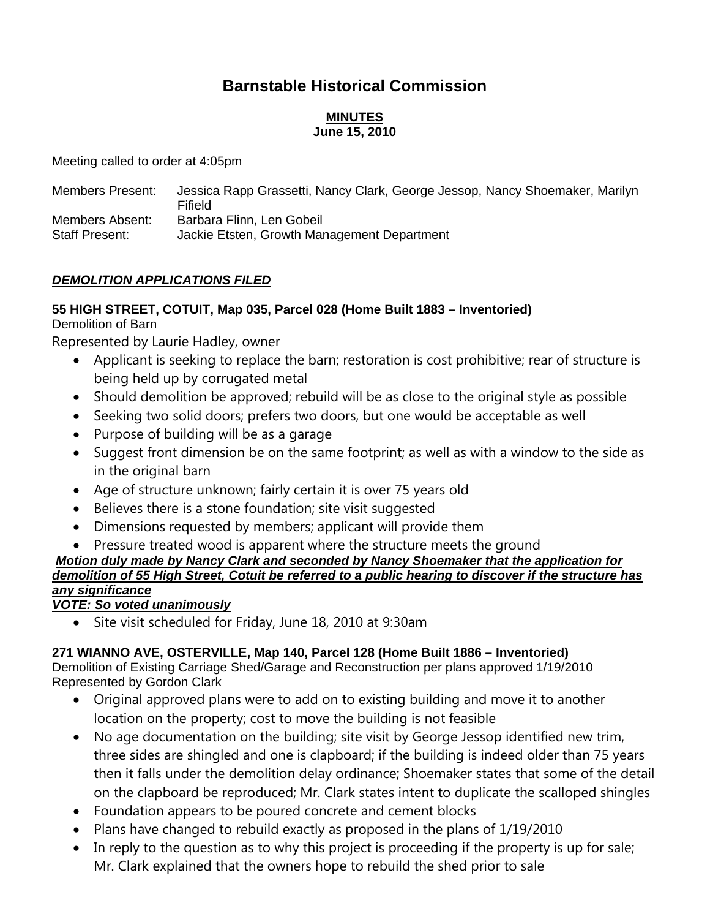# Barnstable Historical Commission

**MINUTES**
**June 15, 2010**

Meeting called to order at 4:05pm

Members Present: Jessica Rapp Grassetti, Nancy Clark, George Jessop, Nancy Shoemaker, Marilyn Fifield
Members Absent: Barbara Flinn, Len Gobeil
Staff Present: Jackie Etsten, Growth Management Department

## ***DEMOLITION APPLICATIONS FILED***

### 55 HIGH STREET, COTUIT, Map 035, Parcel 028 (Home Built 1883 – Inventoried)

Demolition of Barn
Represented by Laurie Hadley, owner

- Applicant is seeking to replace the barn; restoration is cost prohibitive; rear of structure is being held up by corrugated metal
- Should demolition be approved; rebuild will be as close to the original style as possible
- Seeking two solid doors; prefers two doors, but one would be acceptable as well
- Purpose of building will be as a garage
- Suggest front dimension be on the same footprint; as well as with a window to the side as in the original barn
- Age of structure unknown; fairly certain it is over 75 years old
- Believes there is a stone foundation; site visit suggested
- Dimensions requested by members; applicant will provide them
- Pressure treated wood is apparent where the structure meets the ground

***Motion duly made by Nancy Clark and seconded by Nancy Shoemaker that the application for demolition of 55 High Street, Cotuit be referred to a public hearing to discover if the structure has any significance***
***VOTE: So voted unanimously***

- Site visit scheduled for Friday, June 18, 2010 at 9:30am

### 271 WIANNO AVE, OSTERVILLE, Map 140, Parcel 128 (Home Built 1886 – Inventoried)

Demolition of Existing Carriage Shed/Garage and Reconstruction per plans approved 1/19/2010
Represented by Gordon Clark

- Original approved plans were to add on to existing building and move it to another location on the property; cost to move the building is not feasible
- No age documentation on the building; site visit by George Jessop identified new trim, three sides are shingled and one is clapboard; if the building is indeed older than 75 years then it falls under the demolition delay ordinance; Shoemaker states that some of the detail on the clapboard be reproduced; Mr. Clark states intent to duplicate the scalloped shingles
- Foundation appears to be poured concrete and cement blocks
- Plans have changed to rebuild exactly as proposed in the plans of 1/19/2010
- In reply to the question as to why this project is proceeding if the property is up for sale; Mr. Clark explained that the owners hope to rebuild the shed prior to sale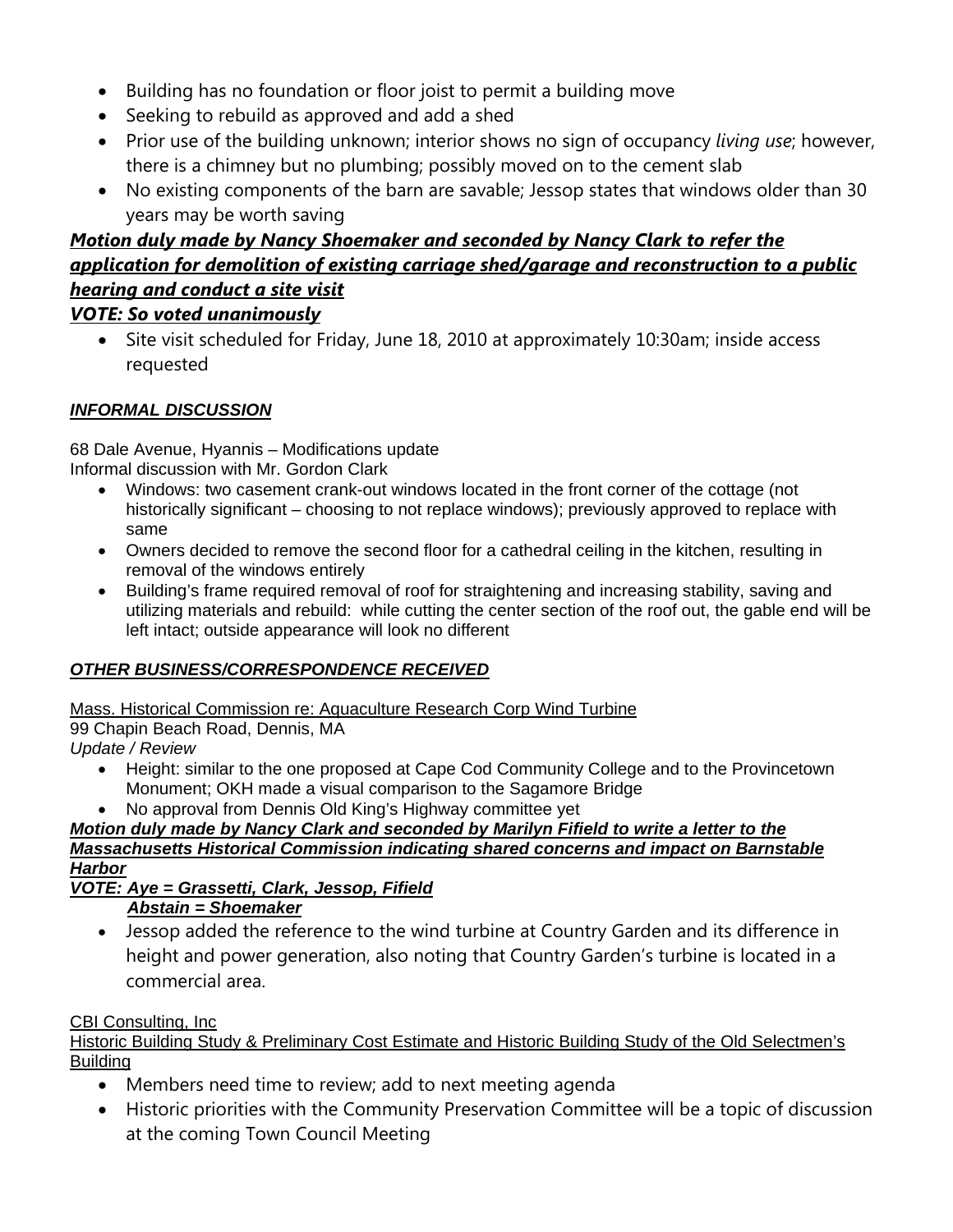- Building has no foundation or floor joist to permit a building move
- Seeking to rebuild as approved and add a shed
- Prior use of the building unknown; interior shows no sign of occupancy *living use*; however, there is a chimney but no plumbing; possibly moved on to the cement slab
- No existing components of the barn are savable; Jessop states that windows older than 30 years may be worth saving

***Motion duly made by Nancy Shoemaker and seconded by Nancy Clark to refer the application for demolition of existing carriage shed/garage and reconstruction to a public hearing and conduct a site visit***

***VOTE: So voted unanimously***

- Site visit scheduled for Friday, June 18, 2010 at approximately 10:30am; inside access requested

## ***INFORMAL DISCUSSION***

68 Dale Avenue, Hyannis – Modifications update
Informal discussion with Mr. Gordon Clark

- Windows: two casement crank-out windows located in the front corner of the cottage (not historically significant – choosing to not replace windows); previously approved to replace with same
- Owners decided to remove the second floor for a cathedral ceiling in the kitchen, resulting in removal of the windows entirely
- Building's frame required removal of roof for straightening and increasing stability, saving and utilizing materials and rebuild: while cutting the center section of the roof out, the gable end will be left intact; outside appearance will look no different

## ***OTHER BUSINESS/CORRESPONDENCE RECEIVED***

Mass. Historical Commission re: Aquaculture Research Corp Wind Turbine
99 Chapin Beach Road, Dennis, MA
*Update / Review*

- Height: similar to the one proposed at Cape Cod Community College and to the Provincetown Monument; OKH made a visual comparison to the Sagamore Bridge
- No approval from Dennis Old King's Highway committee yet

***Motion duly made by Nancy Clark and seconded by Marilyn Fifield to write a letter to the Massachusetts Historical Commission indicating shared concerns and impact on Barnstable Harbor***

***VOTE: Aye = Grassetti, Clark, Jessop, Fifield***
***Abstain = Shoemaker***

- Jessop added the reference to the wind turbine at Country Garden and its difference in height and power generation, also noting that Country Garden's turbine is located in a commercial area.

CBI Consulting, Inc
Historic Building Study & Preliminary Cost Estimate and Historic Building Study of the Old Selectmen's Building

- Members need time to review; add to next meeting agenda
- Historic priorities with the Community Preservation Committee will be a topic of discussion at the coming Town Council Meeting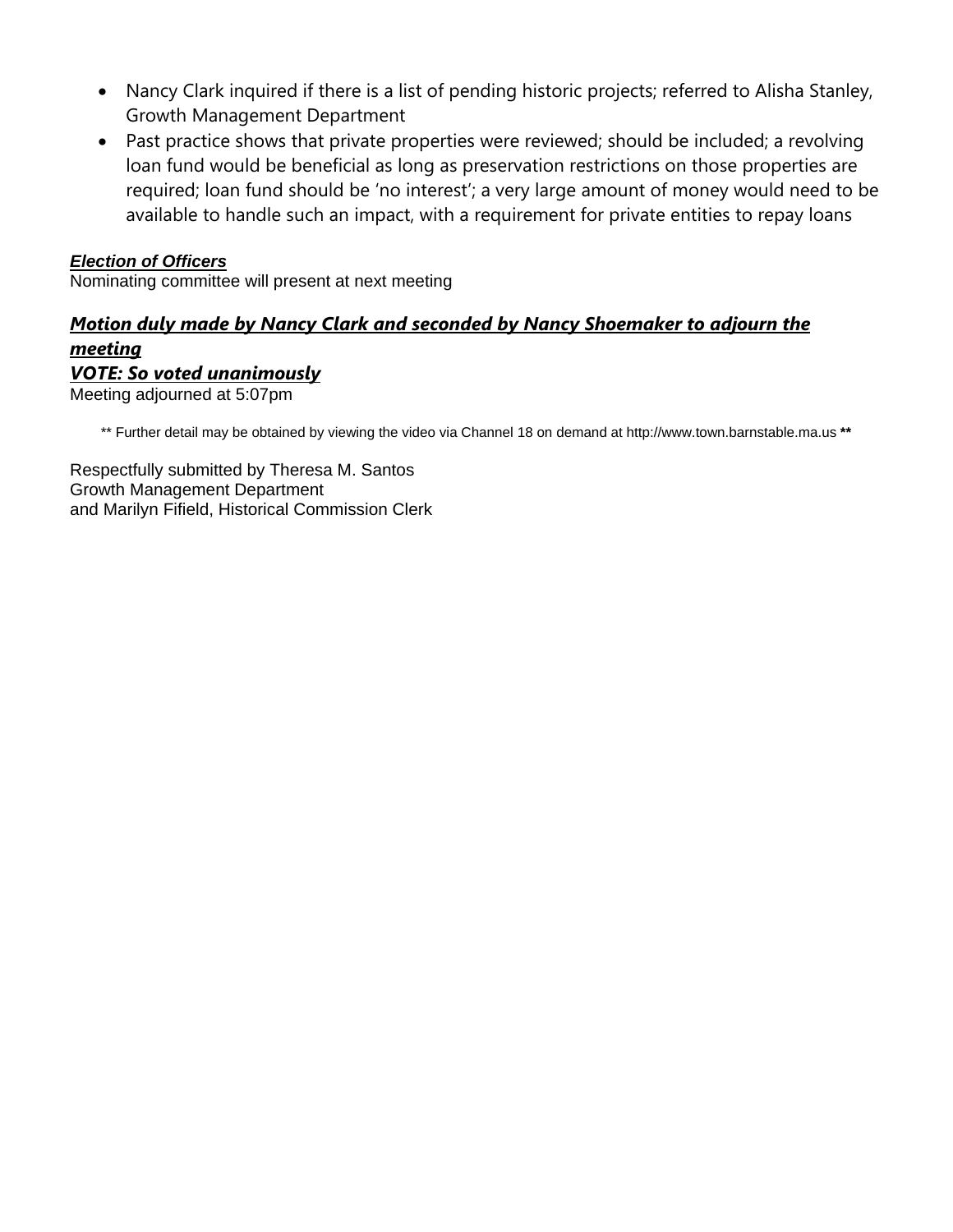- Nancy Clark inquired if there is a list of pending historic projects; referred to Alisha Stanley, Growth Management Department
- Past practice shows that private properties were reviewed; should be included; a revolving loan fund would be beneficial as long as preservation restrictions on those properties are required; loan fund should be 'no interest'; a very large amount of money would need to be available to handle such an impact, with a requirement for private entities to repay loans

***Election of Officers***

Nominating committee will present at next meeting

***Motion duly made by Nancy Clark and seconded by Nancy Shoemaker to adjourn the meeting***

***VOTE: So voted unanimously***

Meeting adjourned at 5:07pm

** Further detail may be obtained by viewing the video via Channel 18 on demand at http://www.town.barnstable.ma.us **

Respectfully submitted by Theresa M. Santos
Growth Management Department
and Marilyn Fifield, Historical Commission Clerk